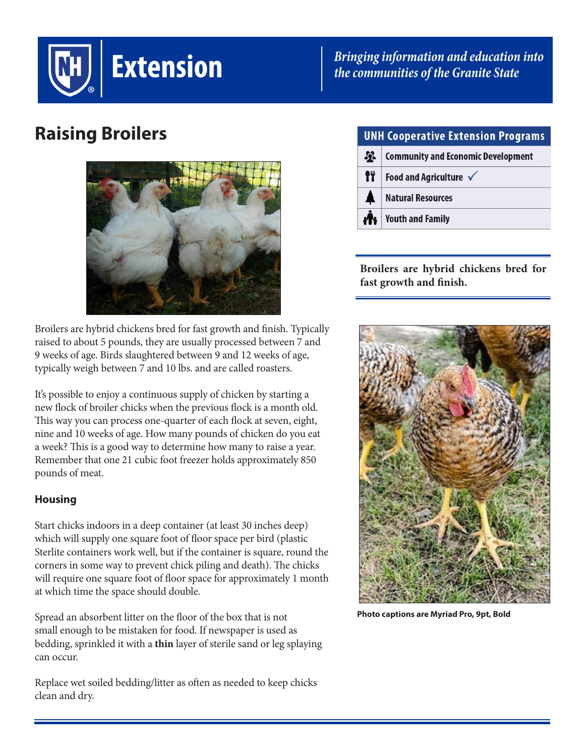# Raising Broilers

| UNH Cooperative Extension Programs |
|---|
| Community and Economic Development |
| Food and Agriculture ✓ |
| Natural Resources |
| Youth and Family |

**Broilers are hybrid chickens bred for fast growth and finish.**

Broilers are hybrid chickens bred for fast growth and finish. Typically raised to about 5 pounds, they are usually processed between 7 and 9 weeks of age. Birds slaughtered between 9 and 12 weeks of age, typically weigh between 7 and 10 lbs. and are called roasters.

It's possible to enjoy a continuous supply of chicken by starting a new flock of broiler chicks when the previous flock is a month old. This way you can process one-quarter of each flock at seven, eight, nine and 10 weeks of age. How many pounds of chicken do you eat a week? This is a good way to determine how many to raise a year. Remember that one 21 cubic foot freezer holds approximately 850 pounds of meat.

### Housing

Start chicks indoors in a deep container (at least 30 inches deep) which will supply one square foot of floor space per bird (plastic Sterlite containers work well, but if the container is square, round the corners in some way to prevent chick piling and death). The chicks will require one square foot of floor space for approximately 1 month at which time the space should double.

Spread an absorbent litter on the floor of the box that is not small enough to be mistaken for food. If newspaper is used as bedding, sprinkled it with a **thin** layer of sterile sand or leg splaying can occur.

Replace wet soiled bedding/litter as often as needed to keep chicks clean and dry.

**Photo captions are Myriad Pro, 9pt, Bold**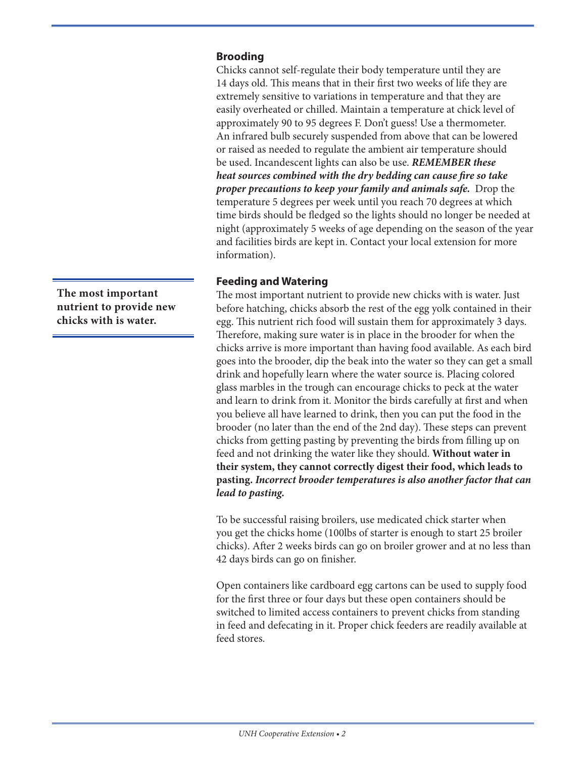## Brooding

Chicks cannot self-regulate their body temperature until they are 14 days old. This means that in their first two weeks of life they are extremely sensitive to variations in temperature and that they are easily overheated or chilled. Maintain a temperature at chick level of approximately 90 to 95 degrees F. Don't guess! Use a thermometer. An infrared bulb securely suspended from above that can be lowered or raised as needed to regulate the ambient air temperature should be used. Incandescent lights can also be use. ***REMEMBER these heat sources combined with the dry bedding can cause fire so take proper precautions to keep your family and animals safe.*** Drop the temperature 5 degrees per week until you reach 70 degrees at which time birds should be fledged so the lights should no longer be needed at night (approximately 5 weeks of age depending on the season of the year and facilities birds are kept in. Contact your local extension for more information).

## Feeding and Watering

**The most important nutrient to provide new chicks with is water.**

The most important nutrient to provide new chicks with is water. Just before hatching, chicks absorb the rest of the egg yolk contained in their egg. This nutrient rich food will sustain them for approximately 3 days. Therefore, making sure water is in place in the brooder for when the chicks arrive is more important than having food available. As each bird goes into the brooder, dip the beak into the water so they can get a small drink and hopefully learn where the water source is. Placing colored glass marbles in the trough can encourage chicks to peck at the water and learn to drink from it. Monitor the birds carefully at first and when you believe all have learned to drink, then you can put the food in the brooder (no later than the end of the 2nd day). These steps can prevent chicks from getting pasting by preventing the birds from filling up on feed and not drinking the water like they should. **Without water in their system, they cannot correctly digest their food, which leads to pasting.** ***Incorrect brooder temperatures is also another factor that can lead to pasting.***

To be successful raising broilers, use medicated chick starter when you get the chicks home (100lbs of starter is enough to start 25 broiler chicks). After 2 weeks birds can go on broiler grower and at no less than 42 days birds can go on finisher.

Open containers like cardboard egg cartons can be used to supply food for the first three or four days but these open containers should be switched to limited access containers to prevent chicks from standing in feed and defecating in it. Proper chick feeders are readily available at feed stores.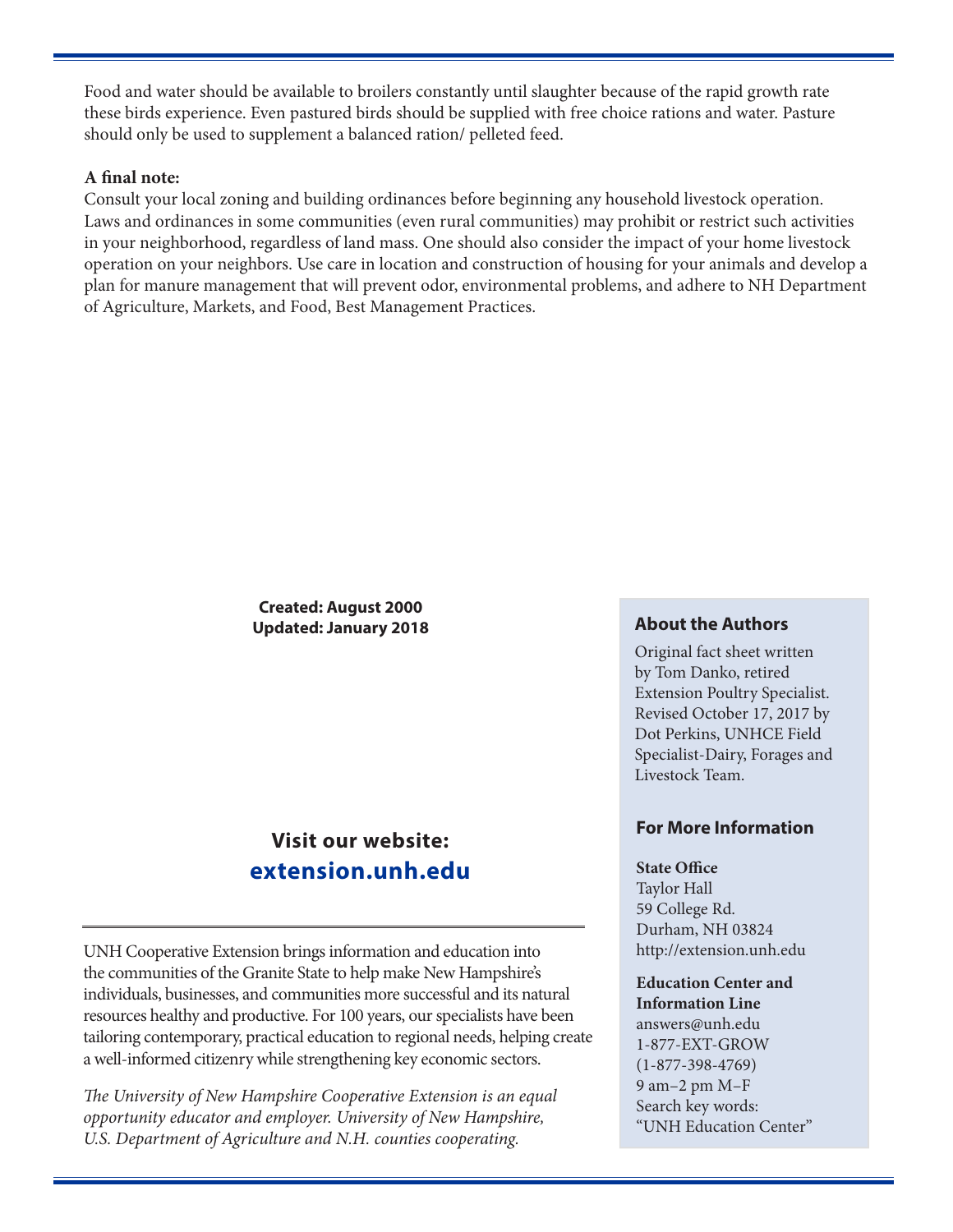Food and water should be available to broilers constantly until slaughter because of the rapid growth rate these birds experience. Even pastured birds should be supplied with free choice rations and water. Pasture should only be used to supplement a balanced ration/ pelleted feed.

**A final note:**

Consult your local zoning and building ordinances before beginning any household livestock operation. Laws and ordinances in some communities (even rural communities) may prohibit or restrict such activities in your neighborhood, regardless of land mass. One should also consider the impact of your home livestock operation on your neighbors. Use care in location and construction of housing for your animals and develop a plan for manure management that will prevent odor, environmental problems, and adhere to NH Department of Agriculture, Markets, and Food, Best Management Practices.

**Created: August 2000**
**Updated: January 2018**

### About the Authors

Original fact sheet written by Tom Danko, retired Extension Poultry Specialist. Revised October 17, 2017 by Dot Perkins, UNHCE Field Specialist-Dairy, Forages and Livestock Team.

**Visit our website:**
**extension.unh.edu**

UNH Cooperative Extension brings information and education into the communities of the Granite State to help make New Hampshire's individuals, businesses, and communities more successful and its natural resources healthy and productive. For 100 years, our specialists have been tailoring contemporary, practical education to regional needs, helping create a well-informed citizenry while strengthening key economic sectors.

*The University of New Hampshire Cooperative Extension is an equal opportunity educator and employer. University of New Hampshire, U.S. Department of Agriculture and N.H. counties cooperating.*

### For More Information

**State Office**
Taylor Hall
59 College Rd.
Durham, NH 03824
http://extension.unh.edu

**Education Center and Information Line**
answers@unh.edu
1-877-EXT-GROW
(1-877-398-4769)
9 am–2 pm M–F
Search key words:
"UNH Education Center"